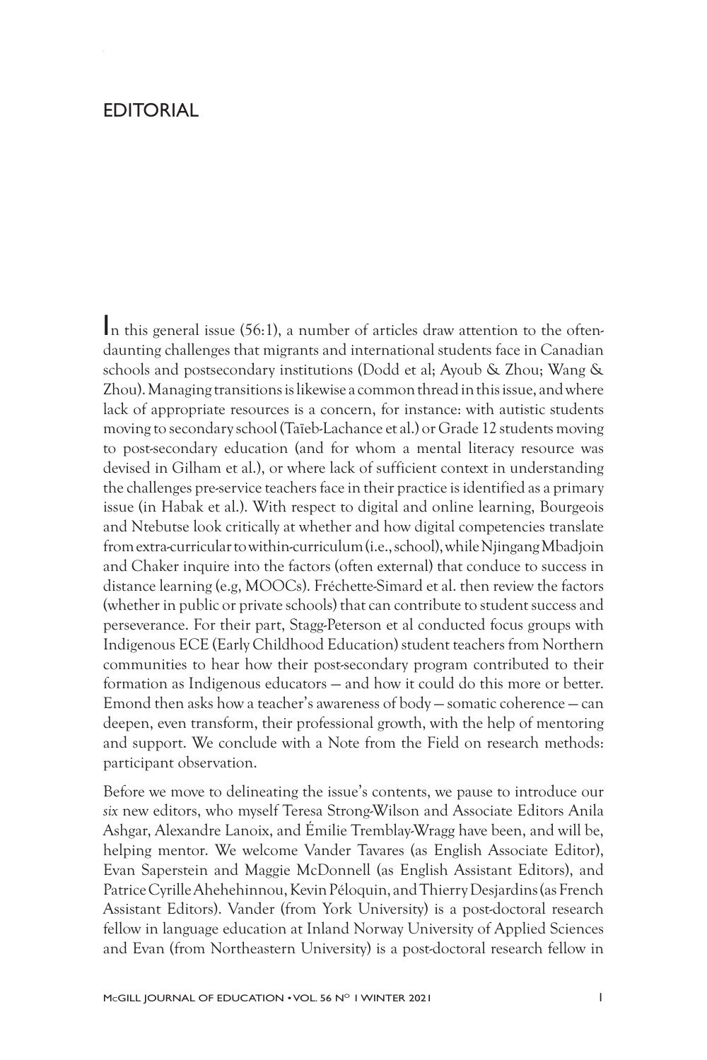# EDITORIAL

In this general issue (56:1), a number of articles draw attention to the often-daunting challenges that migrants and international students face in Canadian schools and postsecondary institutions (Dodd et al; Ayoub & Zhou; Wang & Zhou). Managing transitions is likewise a common thread in this issue, and where lack of appropriate resources is a concern, for instance: with autistic students moving to secondary school (Taïeb-Lachance et al.) or Grade 12 students moving to post-secondary education (and for whom a mental literacy resource was devised in Gilham et al.), or where lack of sufficient context in understanding the challenges pre-service teachers face in their practice is identified as a primary issue (in Habak et al.). With respect to digital and online learning, Bourgeois and Ntebutse look critically at whether and how digital competencies translate from extra-curricular to within-curriculum (i.e., school), while Njingang Mbadjoin and Chaker inquire into the factors (often external) that conduce to success in distance learning (e.g, MOOCs). Fréchette-Simard et al. then review the factors (whether in public or private schools) that can contribute to student success and perseverance. For their part, Stagg-Peterson et al conducted focus groups with Indigenous ECE (Early Childhood Education) student teachers from Northern communities to hear how their post-secondary program contributed to their formation as Indigenous educators — and how it could do this more or better. Emond then asks how a teacher's awareness of body — somatic coherence — can deepen, even transform, their professional growth, with the help of mentoring and support. We conclude with a Note from the Field on research methods: participant observation.

Before we move to delineating the issue's contents, we pause to introduce our *six* new editors, who myself Teresa Strong-Wilson and Associate Editors Anila Ashgar, Alexandre Lanoix, and Émilie Tremblay-Wragg have been, and will be, helping mentor. We welcome Vander Tavares (as English Associate Editor), Evan Saperstein and Maggie McDonnell (as English Assistant Editors), and Patrice Cyrille Ahehehinnou, Kevin Péloquin, and Thierry Desjardins (as French Assistant Editors). Vander (from York University) is a post-doctoral research fellow in language education at Inland Norway University of Applied Sciences and Evan (from Northeastern University) is a post-doctoral research fellow in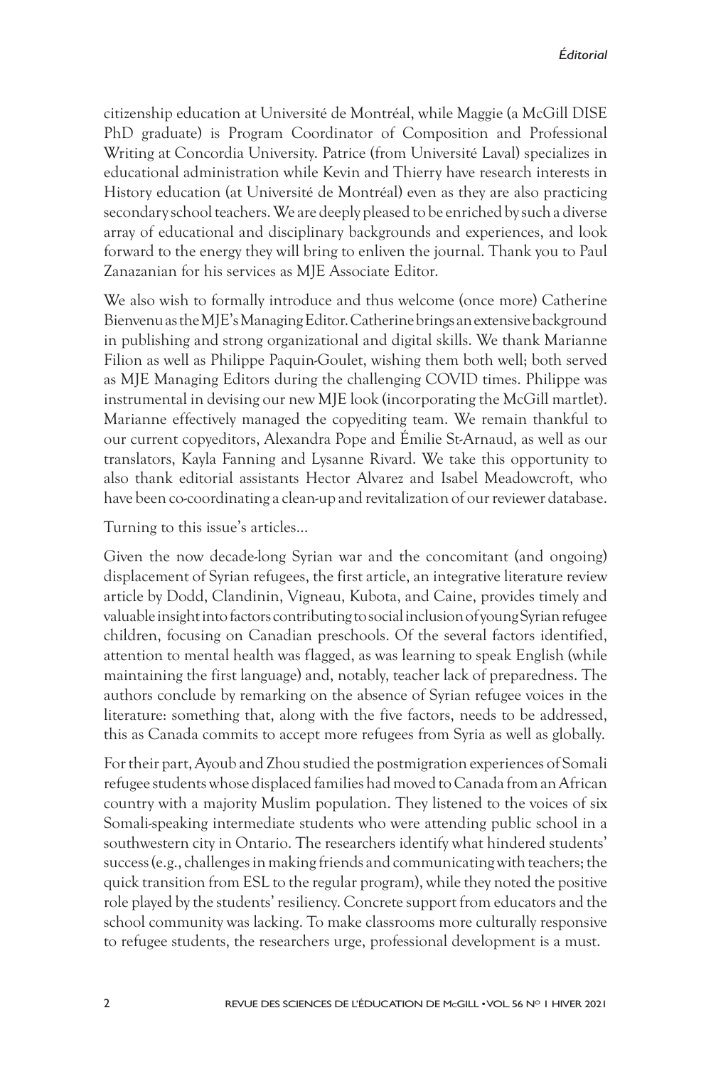citizenship education at Université de Montréal, while Maggie (a McGill DISE PhD graduate) is Program Coordinator of Composition and Professional Writing at Concordia University. Patrice (from Université Laval) specializes in educational administration while Kevin and Thierry have research interests in History education (at Université de Montréal) even as they are also practicing secondary school teachers. We are deeply pleased to be enriched by such a diverse array of educational and disciplinary backgrounds and experiences, and look forward to the energy they will bring to enliven the journal. Thank you to Paul Zanazanian for his services as MJE Associate Editor.

We also wish to formally introduce and thus welcome (once more) Catherine Bienvenu as the MJE's Managing Editor. Catherine brings an extensive background in publishing and strong organizational and digital skills. We thank Marianne Filion as well as Philippe Paquin-Goulet, wishing them both well; both served as MJE Managing Editors during the challenging COVID times. Philippe was instrumental in devising our new MJE look (incorporating the McGill martlet). Marianne effectively managed the copyediting team. We remain thankful to our current copyeditors, Alexandra Pope and Émilie St-Arnaud, as well as our translators, Kayla Fanning and Lysanne Rivard. We take this opportunity to also thank editorial assistants Hector Alvarez and Isabel Meadowcroft, who have been co-coordinating a clean-up and revitalization of our reviewer database.

Turning to this issue's articles…

Given the now decade-long Syrian war and the concomitant (and ongoing) displacement of Syrian refugees, the first article, an integrative literature review article by Dodd, Clandinin, Vigneau, Kubota, and Caine, provides timely and valuable insight into factors contributing to social inclusion of young Syrian refugee children, focusing on Canadian preschools. Of the several factors identified, attention to mental health was flagged, as was learning to speak English (while maintaining the first language) and, notably, teacher lack of preparedness. The authors conclude by remarking on the absence of Syrian refugee voices in the literature: something that, along with the five factors, needs to be addressed, this as Canada commits to accept more refugees from Syria as well as globally.

For their part, Ayoub and Zhou studied the postmigration experiences of Somali refugee students whose displaced families had moved to Canada from an African country with a majority Muslim population. They listened to the voices of six Somali-speaking intermediate students who were attending public school in a southwestern city in Ontario. The researchers identify what hindered students' success (e.g., challenges in making friends and communicating with teachers; the quick transition from ESL to the regular program), while they noted the positive role played by the students' resiliency. Concrete support from educators and the school community was lacking. To make classrooms more culturally responsive to refugee students, the researchers urge, professional development is a must.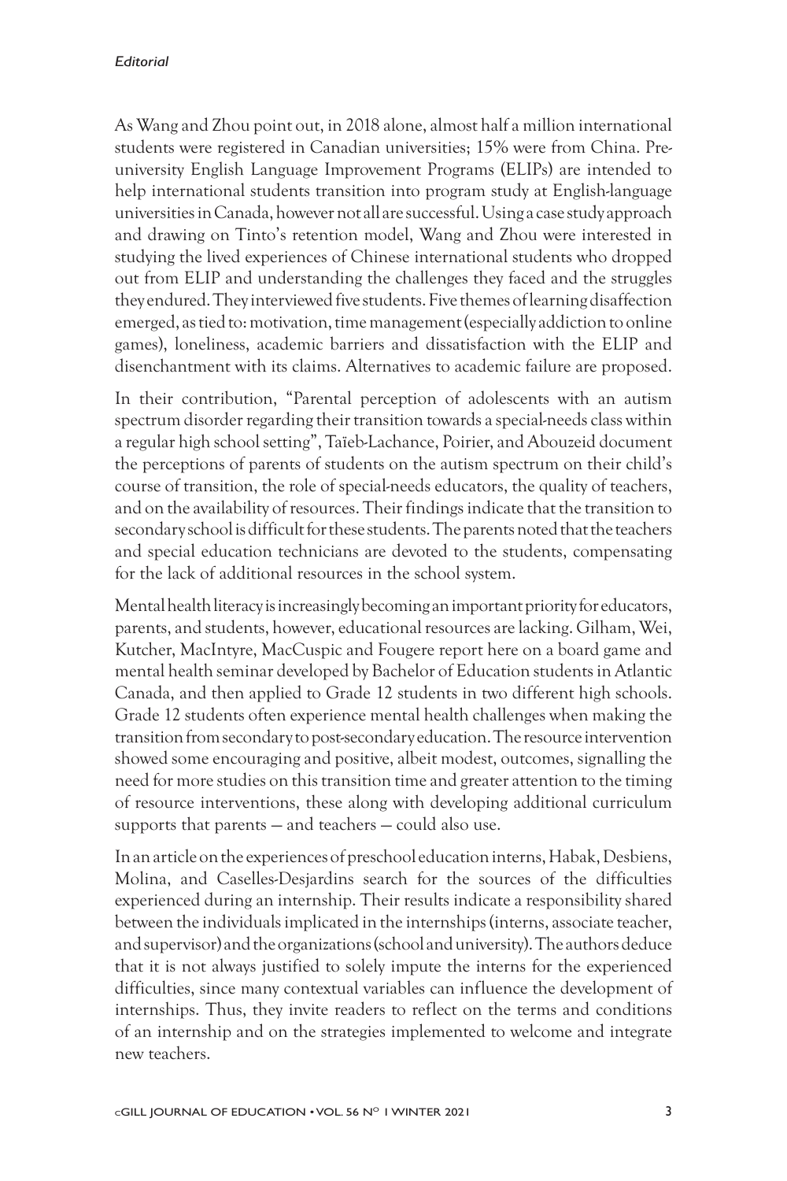As Wang and Zhou point out, in 2018 alone, almost half a million international students were registered in Canadian universities; 15% were from China. Pre-university English Language Improvement Programs (ELIPs) are intended to help international students transition into program study at English-language universities in Canada, however not all are successful. Using a case study approach and drawing on Tinto's retention model, Wang and Zhou were interested in studying the lived experiences of Chinese international students who dropped out from ELIP and understanding the challenges they faced and the struggles they endured. They interviewed five students. Five themes of learning disaffection emerged, as tied to: motivation, time management (especially addiction to online games), loneliness, academic barriers and dissatisfaction with the ELIP and disenchantment with its claims. Alternatives to academic failure are proposed.

In their contribution, "Parental perception of adolescents with an autism spectrum disorder regarding their transition towards a special-needs class within a regular high school setting", Taïeb-Lachance, Poirier, and Abouzeid document the perceptions of parents of students on the autism spectrum on their child's course of transition, the role of special-needs educators, the quality of teachers, and on the availability of resources. Their findings indicate that the transition to secondary school is difficult for these students. The parents noted that the teachers and special education technicians are devoted to the students, compensating for the lack of additional resources in the school system.

Mental health literacy is increasingly becoming an important priority for educators, parents, and students, however, educational resources are lacking. Gilham, Wei, Kutcher, MacIntyre, MacCuspic and Fougere report here on a board game and mental health seminar developed by Bachelor of Education students in Atlantic Canada, and then applied to Grade 12 students in two different high schools. Grade 12 students often experience mental health challenges when making the transition from secondary to post-secondary education. The resource intervention showed some encouraging and positive, albeit modest, outcomes, signalling the need for more studies on this transition time and greater attention to the timing of resource interventions, these along with developing additional curriculum supports that parents — and teachers — could also use.

In an article on the experiences of preschool education interns, Habak, Desbiens, Molina, and Caselles-Desjardins search for the sources of the difficulties experienced during an internship. Their results indicate a responsibility shared between the individuals implicated in the internships (interns, associate teacher, and supervisor) and the organizations (school and university). The authors deduce that it is not always justified to solely impute the interns for the experienced difficulties, since many contextual variables can influence the development of internships. Thus, they invite readers to reflect on the terms and conditions of an internship and on the strategies implemented to welcome and integrate new teachers.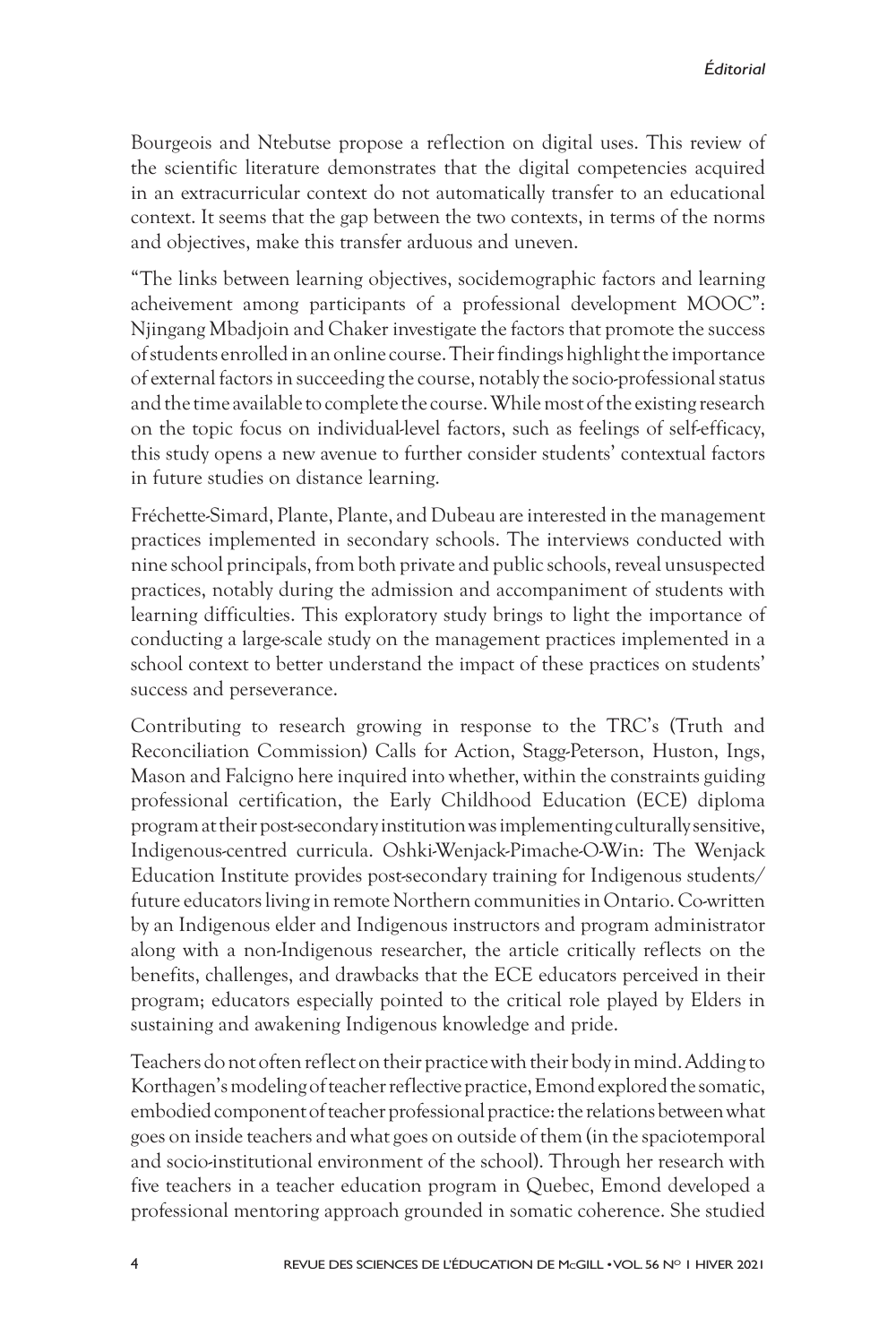Bourgeois and Ntebutse propose a reflection on digital uses. This review of the scientific literature demonstrates that the digital competencies acquired in an extracurricular context do not automatically transfer to an educational context. It seems that the gap between the two contexts, in terms of the norms and objectives, make this transfer arduous and uneven.

"The links between learning objectives, socidemographic factors and learning acheivement among participants of a professional development MOOC": Njingang Mbadjoin and Chaker investigate the factors that promote the success of students enrolled in an online course. Their findings highlight the importance of external factors in succeeding the course, notably the socio-professional status and the time available to complete the course. While most of the existing research on the topic focus on individual-level factors, such as feelings of self-efficacy, this study opens a new avenue to further consider students' contextual factors in future studies on distance learning.

Fréchette-Simard, Plante, Plante, and Dubeau are interested in the management practices implemented in secondary schools. The interviews conducted with nine school principals, from both private and public schools, reveal unsuspected practices, notably during the admission and accompaniment of students with learning difficulties. This exploratory study brings to light the importance of conducting a large-scale study on the management practices implemented in a school context to better understand the impact of these practices on students' success and perseverance.

Contributing to research growing in response to the TRC's (Truth and Reconciliation Commission) Calls for Action, Stagg-Peterson, Huston, Ings, Mason and Falcigno here inquired into whether, within the constraints guiding professional certification, the Early Childhood Education (ECE) diploma program at their post-secondary institution was implementing culturally sensitive, Indigenous-centred curricula. Oshki-Wenjack-Pimache-O-Win: The Wenjack Education Institute provides post-secondary training for Indigenous students/future educators living in remote Northern communities in Ontario. Co-written by an Indigenous elder and Indigenous instructors and program administrator along with a non-Indigenous researcher, the article critically reflects on the benefits, challenges, and drawbacks that the ECE educators perceived in their program; educators especially pointed to the critical role played by Elders in sustaining and awakening Indigenous knowledge and pride.

Teachers do not often reflect on their practice with their body in mind. Adding to Korthagen's modeling of teacher reflective practice, Emond explored the somatic, embodied component of teacher professional practice: the relations between what goes on inside teachers and what goes on outside of them (in the spaciotemporal and socio-institutional environment of the school). Through her research with five teachers in a teacher education program in Quebec, Emond developed a professional mentoring approach grounded in somatic coherence. She studied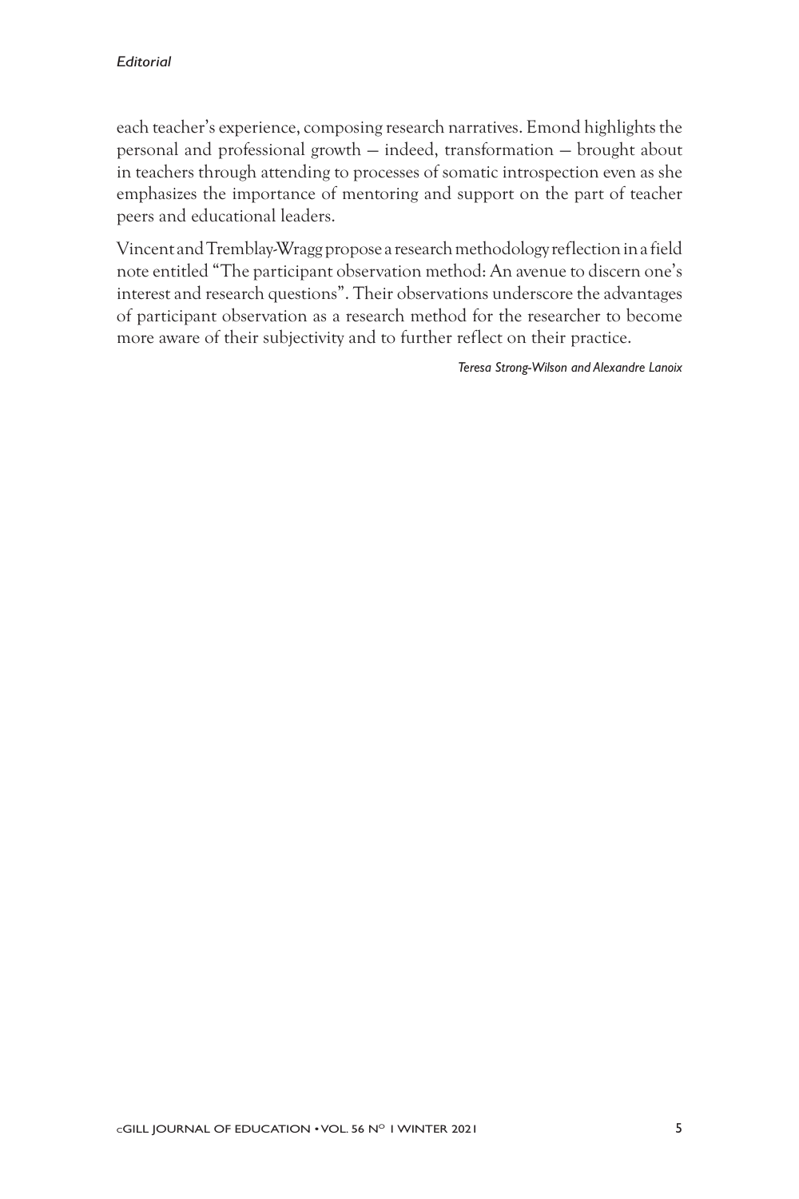each teacher's experience, composing research narratives. Emond highlights the personal and professional growth — indeed, transformation — brought about in teachers through attending to processes of somatic introspection even as she emphasizes the importance of mentoring and support on the part of teacher peers and educational leaders.

Vincent and Tremblay-Wragg propose a research methodology reflection in a field note entitled "The participant observation method: An avenue to discern one's interest and research questions". Their observations underscore the advantages of participant observation as a research method for the researcher to become more aware of their subjectivity and to further reflect on their practice.

*Teresa Strong-Wilson and Alexandre Lanoix*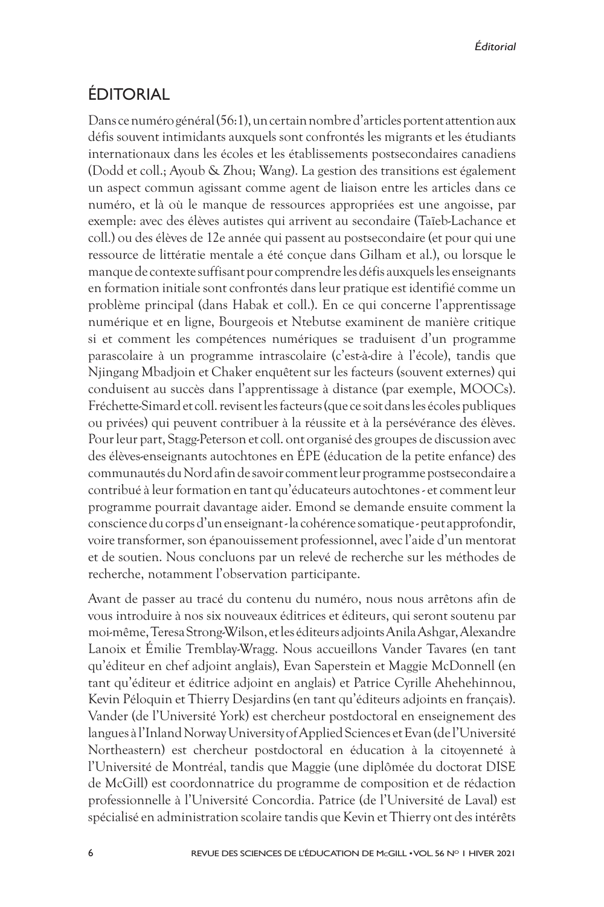# ÉDITORIAL

Dans ce numéro général (56:1), un certain nombre d'articles portent attention aux défis souvent intimidants auxquels sont confrontés les migrants et les étudiants internationaux dans les écoles et les établissements postsecondaires canadiens (Dodd et coll.; Ayoub & Zhou; Wang). La gestion des transitions est également un aspect commun agissant comme agent de liaison entre les articles dans ce numéro, et là où le manque de ressources appropriées est une angoisse, par exemple: avec des élèves autistes qui arrivent au secondaire (Taïeb-Lachance et coll.) ou des élèves de 12e année qui passent au postsecondaire (et pour qui une ressource de littératie mentale a été conçue dans Gilham et al.), ou lorsque le manque de contexte suffisant pour comprendre les défis auxquels les enseignants en formation initiale sont confrontés dans leur pratique est identifié comme un problème principal (dans Habak et coll.). En ce qui concerne l'apprentissage numérique et en ligne, Bourgeois et Ntebutse examinent de manière critique si et comment les compétences numériques se traduisent d'un programme parascolaire à un programme intrascolaire (c'est-à-dire à l'école), tandis que Njingang Mbadjoin et Chaker enquêtent sur les facteurs (souvent externes) qui conduisent au succès dans l'apprentissage à distance (par exemple, MOOCs). Fréchette-Simard et coll. revisent les facteurs (que ce soit dans les écoles publiques ou privées) qui peuvent contribuer à la réussite et à la persévérance des élèves. Pour leur part, Stagg-Peterson et coll. ont organisé des groupes de discussion avec des élèves-enseignants autochtones en ÉPE (éducation de la petite enfance) des communautés du Nord afin de savoir comment leur programme postsecondaire a contribué à leur formation en tant qu'éducateurs autochtones - et comment leur programme pourrait davantage aider. Emond se demande ensuite comment la conscience du corps d'un enseignant - la cohérence somatique - peut approfondir, voire transformer, son épanouissement professionnel, avec l'aide d'un mentorat et de soutien. Nous concluons par un relevé de recherche sur les méthodes de recherche, notamment l'observation participante.

Avant de passer au tracé du contenu du numéro, nous nous arrêtons afin de vous introduire à nos six nouveaux éditrices et éditeurs, qui seront soutenu par moi-même, Teresa Strong-Wilson, et les éditeurs adjoints Anila Ashgar, Alexandre Lanoix et Émilie Tremblay-Wragg. Nous accueillons Vander Tavares (en tant qu'éditeur en chef adjoint anglais), Evan Saperstein et Maggie McDonnell (en tant qu'éditeur et éditrice adjoint en anglais) et Patrice Cyrille Ahehehinnou, Kevin Péloquin et Thierry Desjardins (en tant qu'éditeurs adjoints en français). Vander (de l'Université York) est chercheur postdoctoral en enseignement des langues à l'Inland Norway University of Applied Sciences et Evan (de l'Université Northeastern) est chercheur postdoctoral en éducation à la citoyenneté à l'Université de Montréal, tandis que Maggie (une diplômée du doctorat DISE de McGill) est coordonnatrice du programme de composition et de rédaction professionnelle à l'Université Concordia. Patrice (de l'Université de Laval) est spécialisé en administration scolaire tandis que Kevin et Thierry ont des intérêts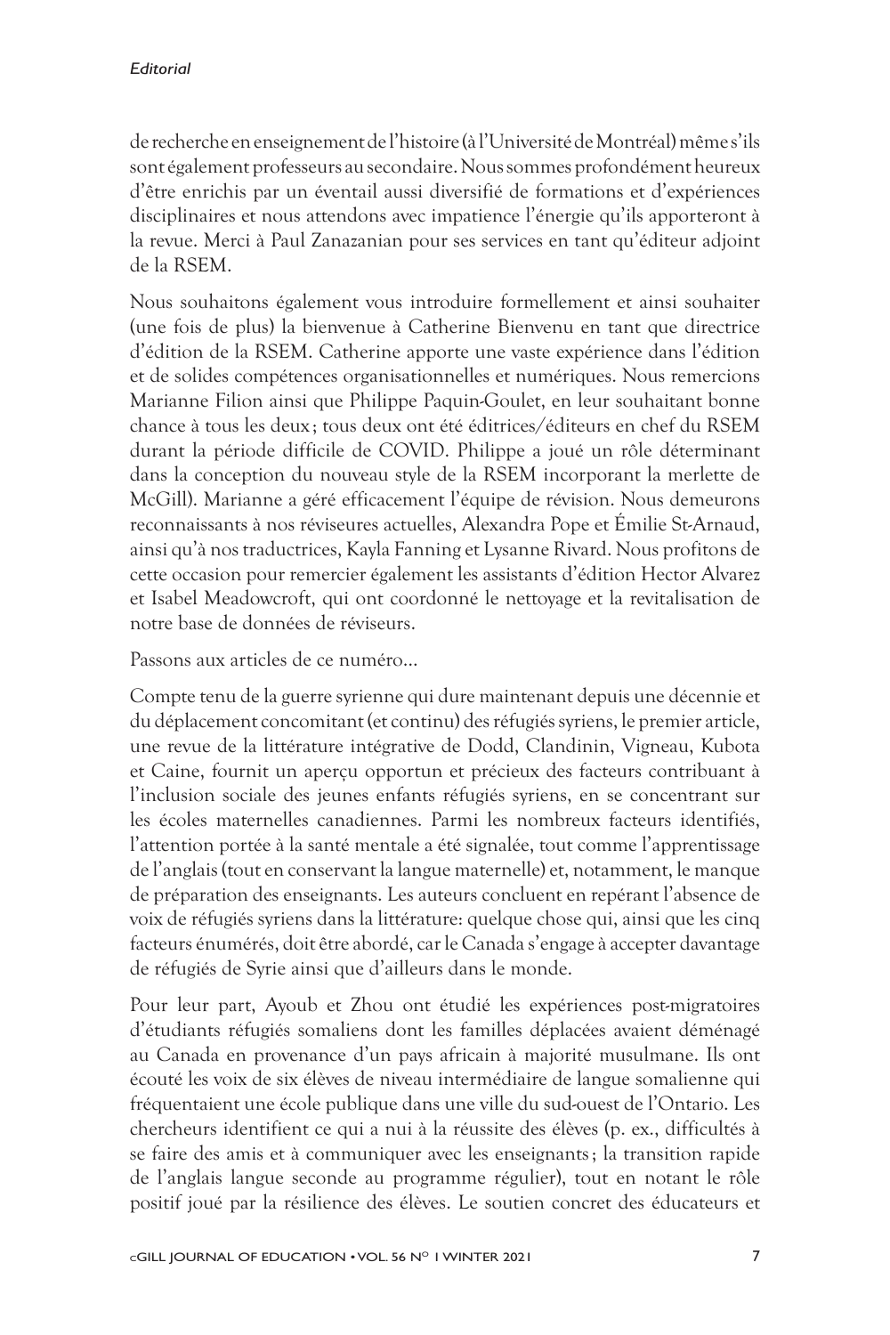de recherche en enseignement de l'histoire (à l'Université de Montréal) même s'ils sont également professeurs au secondaire. Nous sommes profondément heureux d'être enrichis par un éventail aussi diversifié de formations et d'expériences disciplinaires et nous attendons avec impatience l'énergie qu'ils apporteront à la revue. Merci à Paul Zanazanian pour ses services en tant qu'éditeur adjoint de la RSEM.

Nous souhaitons également vous introduire formellement et ainsi souhaiter (une fois de plus) la bienvenue à Catherine Bienvenu en tant que directrice d'édition de la RSEM. Catherine apporte une vaste expérience dans l'édition et de solides compétences organisationnelles et numériques. Nous remercions Marianne Filion ainsi que Philippe Paquin-Goulet, en leur souhaitant bonne chance à tous les deux ; tous deux ont été éditrices/éditeurs en chef du RSEM durant la période difficile de COVID. Philippe a joué un rôle déterminant dans la conception du nouveau style de la RSEM incorporant la merlette de McGill). Marianne a géré efficacement l'équipe de révision. Nous demeurons reconnaissants à nos réviseures actuelles, Alexandra Pope et Émilie St-Arnaud, ainsi qu'à nos traductrices, Kayla Fanning et Lysanne Rivard. Nous profitons de cette occasion pour remercier également les assistants d'édition Hector Alvarez et Isabel Meadowcroft, qui ont coordonné le nettoyage et la revitalisation de notre base de données de réviseurs.

Passons aux articles de ce numéro...

Compte tenu de la guerre syrienne qui dure maintenant depuis une décennie et du déplacement concomitant (et continu) des réfugiés syriens, le premier article, une revue de la littérature intégrative de Dodd, Clandinin, Vigneau, Kubota et Caine, fournit un aperçu opportun et précieux des facteurs contribuant à l'inclusion sociale des jeunes enfants réfugiés syriens, en se concentrant sur les écoles maternelles canadiennes. Parmi les nombreux facteurs identifiés, l'attention portée à la santé mentale a été signalée, tout comme l'apprentissage de l'anglais (tout en conservant la langue maternelle) et, notamment, le manque de préparation des enseignants. Les auteurs concluent en repérant l'absence de voix de réfugiés syriens dans la littérature: quelque chose qui, ainsi que les cinq facteurs énumérés, doit être abordé, car le Canada s'engage à accepter davantage de réfugiés de Syrie ainsi que d'ailleurs dans le monde.

Pour leur part, Ayoub et Zhou ont étudié les expériences post-migratoires d'étudiants réfugiés somaliens dont les familles déplacées avaient déménagé au Canada en provenance d'un pays africain à majorité musulmane. Ils ont écouté les voix de six élèves de niveau intermédiaire de langue somalienne qui fréquentaient une école publique dans une ville du sud-ouest de l'Ontario. Les chercheurs identifient ce qui a nui à la réussite des élèves (p. ex., difficultés à se faire des amis et à communiquer avec les enseignants ; la transition rapide de l'anglais langue seconde au programme régulier), tout en notant le rôle positif joué par la résilience des élèves. Le soutien concret des éducateurs et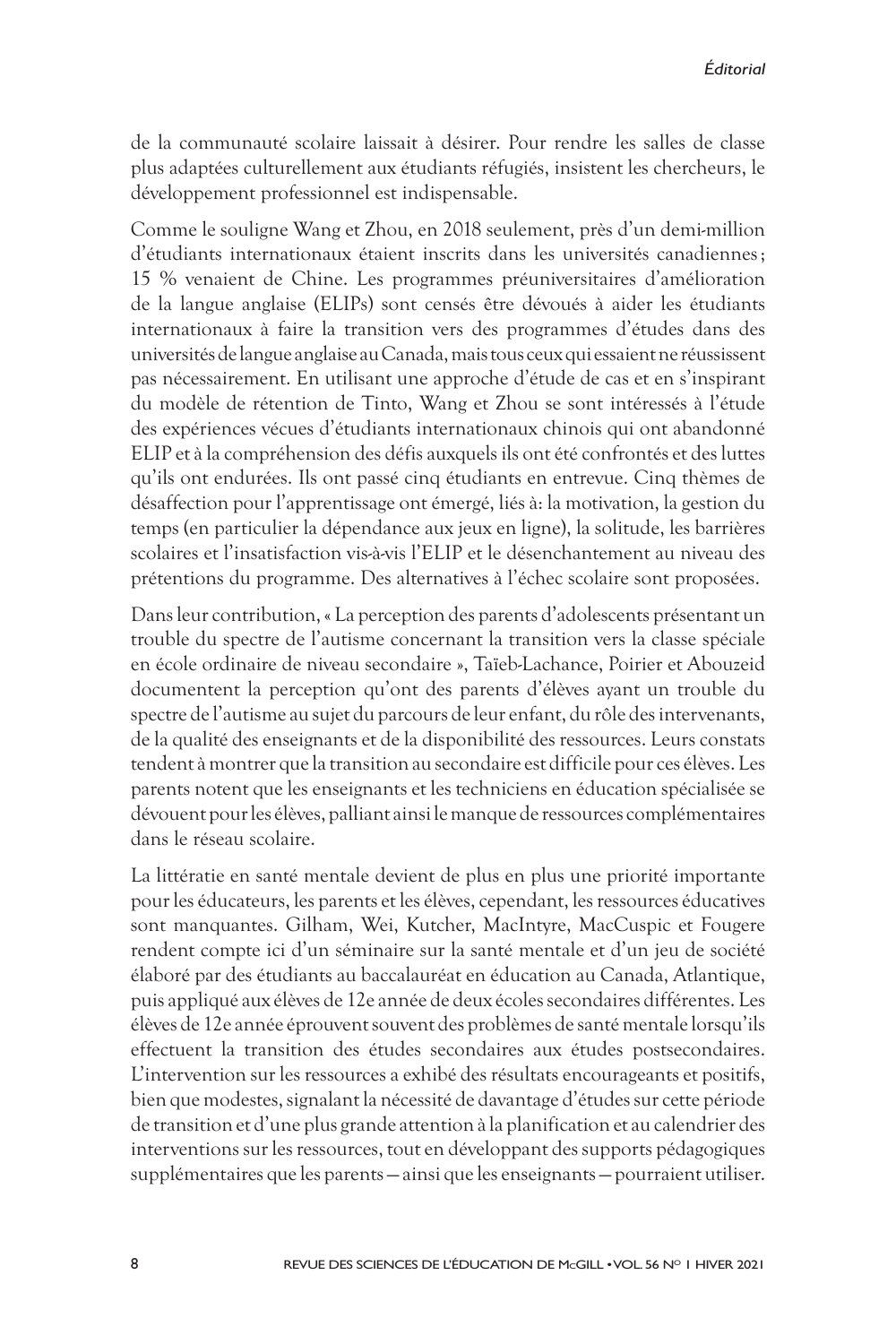de la communauté scolaire laissait à désirer. Pour rendre les salles de classe plus adaptées culturellement aux étudiants réfugiés, insistent les chercheurs, le développement professionnel est indispensable.

Comme le souligne Wang et Zhou, en 2018 seulement, près d'un demi-million d'étudiants internationaux étaient inscrits dans les universités canadiennes ; 15 % venaient de Chine. Les programmes préuniversitaires d'amélioration de la langue anglaise (ELIPs) sont censés être dévoués à aider les étudiants internationaux à faire la transition vers des programmes d'études dans des universités de langue anglaise au Canada, mais tous ceux qui essaient ne réussissent pas nécessairement. En utilisant une approche d'étude de cas et en s'inspirant du modèle de rétention de Tinto, Wang et Zhou se sont intéressés à l'étude des expériences vécues d'étudiants internationaux chinois qui ont abandonné ELIP et à la compréhension des défis auxquels ils ont été confrontés et des luttes qu'ils ont endurées. Ils ont passé cinq étudiants en entrevue. Cinq thèmes de désaffection pour l'apprentissage ont émergé, liés à: la motivation, la gestion du temps (en particulier la dépendance aux jeux en ligne), la solitude, les barrières scolaires et l'insatisfaction vis-à-vis l'ELIP et le désenchantement au niveau des prétentions du programme. Des alternatives à l'échec scolaire sont proposées.

Dans leur contribution, « La perception des parents d'adolescents présentant un trouble du spectre de l'autisme concernant la transition vers la classe spéciale en école ordinaire de niveau secondaire », Taïeb-Lachance, Poirier et Abouzeid documentent la perception qu'ont des parents d'élèves ayant un trouble du spectre de l'autisme au sujet du parcours de leur enfant, du rôle des intervenants, de la qualité des enseignants et de la disponibilité des ressources. Leurs constats tendent à montrer que la transition au secondaire est difficile pour ces élèves. Les parents notent que les enseignants et les techniciens en éducation spécialisée se dévouent pour les élèves, palliant ainsi le manque de ressources complémentaires dans le réseau scolaire.

La littératie en santé mentale devient de plus en plus une priorité importante pour les éducateurs, les parents et les élèves, cependant, les ressources éducatives sont manquantes. Gilham, Wei, Kutcher, MacIntyre, MacCuspic et Fougere rendent compte ici d'un séminaire sur la santé mentale et d'un jeu de société élaboré par des étudiants au baccalauréat en éducation au Canada, Atlantique, puis appliqué aux élèves de 12e année de deux écoles secondaires différentes. Les élèves de 12e année éprouvent souvent des problèmes de santé mentale lorsqu'ils effectuent la transition des études secondaires aux études postsecondaires. L'intervention sur les ressources a exhibé des résultats encourageants et positifs, bien que modestes, signalant la nécessité de davantage d'études sur cette période de transition et d'une plus grande attention à la planification et au calendrier des interventions sur les ressources, tout en développant des supports pédagogiques supplémentaires que les parents — ainsi que les enseignants — pourraient utiliser.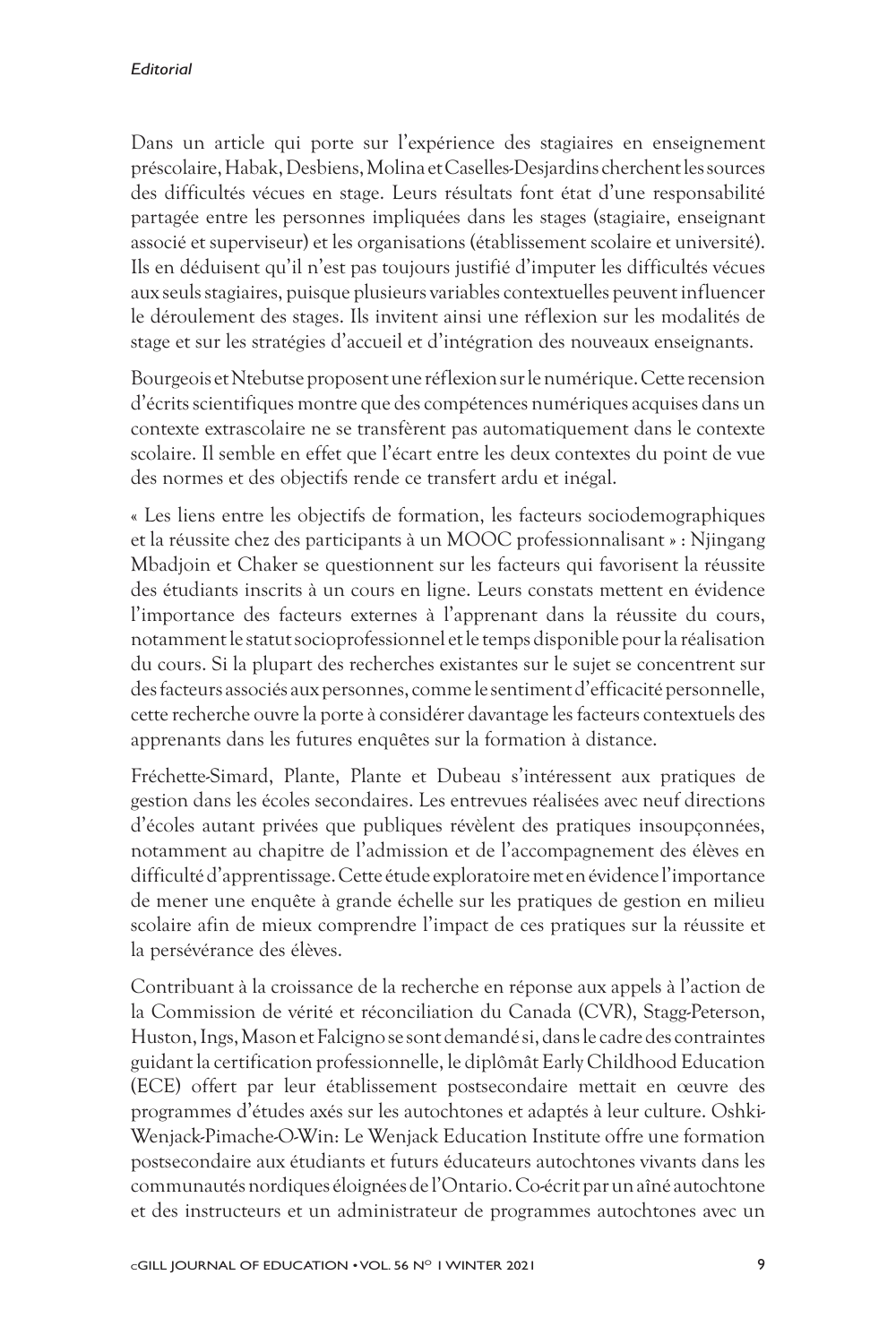Dans un article qui porte sur l'expérience des stagiaires en enseignement préscolaire, Habak, Desbiens, Molina et Caselles-Desjardins cherchent les sources des difficultés vécues en stage. Leurs résultats font état d'une responsabilité partagée entre les personnes impliquées dans les stages (stagiaire, enseignant associé et superviseur) et les organisations (établissement scolaire et université). Ils en déduisent qu'il n'est pas toujours justifié d'imputer les difficultés vécues aux seuls stagiaires, puisque plusieurs variables contextuelles peuvent influencer le déroulement des stages. Ils invitent ainsi une réflexion sur les modalités de stage et sur les stratégies d'accueil et d'intégration des nouveaux enseignants.

Bourgeois et Ntebutse proposent une réflexion sur le numérique. Cette recension d'écrits scientifiques montre que des compétences numériques acquises dans un contexte extrascolaire ne se transfèrent pas automatiquement dans le contexte scolaire. Il semble en effet que l'écart entre les deux contextes du point de vue des normes et des objectifs rende ce transfert ardu et inégal.

« Les liens entre les objectifs de formation, les facteurs sociodemographiques et la réussite chez des participants à un MOOC professionnalisant » : Njingang Mbadjoin et Chaker se questionnent sur les facteurs qui favorisent la réussite des étudiants inscrits à un cours en ligne. Leurs constats mettent en évidence l'importance des facteurs externes à l'apprenant dans la réussite du cours, notamment le statut socioprofessionnel et le temps disponible pour la réalisation du cours. Si la plupart des recherches existantes sur le sujet se concentrent sur des facteurs associés aux personnes, comme le sentiment d'efficacité personnelle, cette recherche ouvre la porte à considérer davantage les facteurs contextuels des apprenants dans les futures enquêtes sur la formation à distance.

Fréchette-Simard, Plante, Plante et Dubeau s'intéressent aux pratiques de gestion dans les écoles secondaires. Les entrevues réalisées avec neuf directions d'écoles autant privées que publiques révèlent des pratiques insoupçonnées, notamment au chapitre de l'admission et de l'accompagnement des élèves en difficulté d'apprentissage. Cette étude exploratoire met en évidence l'importance de mener une enquête à grande échelle sur les pratiques de gestion en milieu scolaire afin de mieux comprendre l'impact de ces pratiques sur la réussite et la persévérance des élèves.

Contribuant à la croissance de la recherche en réponse aux appels à l'action de la Commission de vérité et réconciliation du Canada (CVR), Stagg-Peterson, Huston, Ings, Mason et Falcigno se sont demandé si, dans le cadre des contraintes guidant la certification professionnelle, le diplômât Early Childhood Education (ECE) offert par leur établissement postsecondaire mettait en œuvre des programmes d'études axés sur les autochtones et adaptés à leur culture. Oshki-Wenjack-Pimache-O-Win: Le Wenjack Education Institute offre une formation postsecondaire aux étudiants et futurs éducateurs autochtones vivants dans les communautés nordiques éloignées de l'Ontario. Co-écrit par un aîné autochtone et des instructeurs et un administrateur de programmes autochtones avec un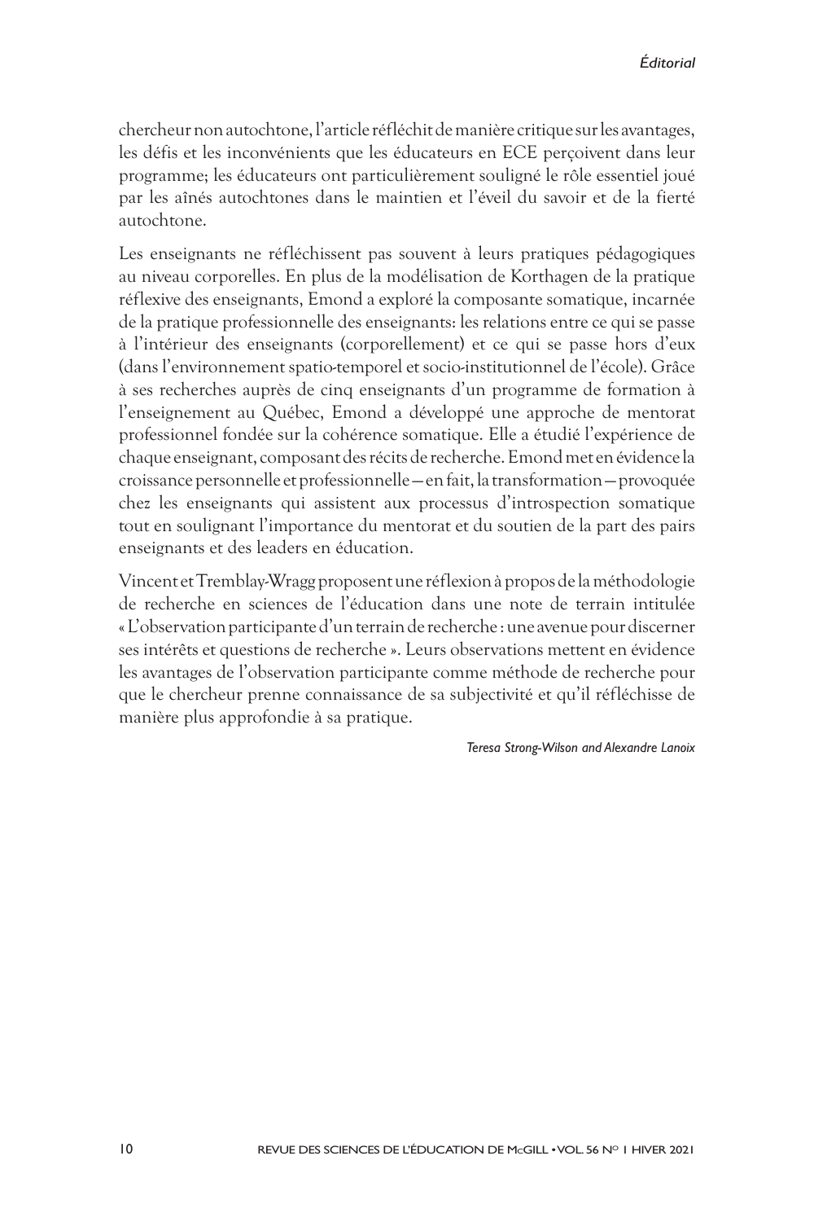chercheur non autochtone, l'article réfléchit de manière critique sur les avantages, les défis et les inconvénients que les éducateurs en ECE perçoivent dans leur programme; les éducateurs ont particulièrement souligné le rôle essentiel joué par les aînés autochtones dans le maintien et l'éveil du savoir et de la fierté autochtone.

Les enseignants ne réfléchissent pas souvent à leurs pratiques pédagogiques au niveau corporelles. En plus de la modélisation de Korthagen de la pratique réflexive des enseignants, Emond a exploré la composante somatique, incarnée de la pratique professionnelle des enseignants: les relations entre ce qui se passe à l'intérieur des enseignants (corporellement) et ce qui se passe hors d'eux (dans l'environnement spatio-temporel et socio-institutionnel de l'école). Grâce à ses recherches auprès de cinq enseignants d'un programme de formation à l'enseignement au Québec, Emond a développé une approche de mentorat professionnel fondée sur la cohérence somatique. Elle a étudié l'expérience de chaque enseignant, composant des récits de recherche. Emond met en évidence la croissance personnelle et professionnelle—en fait, la transformation—provoquée chez les enseignants qui assistent aux processus d'introspection somatique tout en soulignant l'importance du mentorat et du soutien de la part des pairs enseignants et des leaders en éducation.

Vincent et Tremblay-Wragg proposent une réflexion à propos de la méthodologie de recherche en sciences de l'éducation dans une note de terrain intitulée « L'observation participante d'un terrain de recherche : une avenue pour discerner ses intérêts et questions de recherche ». Leurs observations mettent en évidence les avantages de l'observation participante comme méthode de recherche pour que le chercheur prenne connaissance de sa subjectivité et qu'il réfléchisse de manière plus approfondie à sa pratique.

*Teresa Strong-Wilson and Alexandre Lanoix*